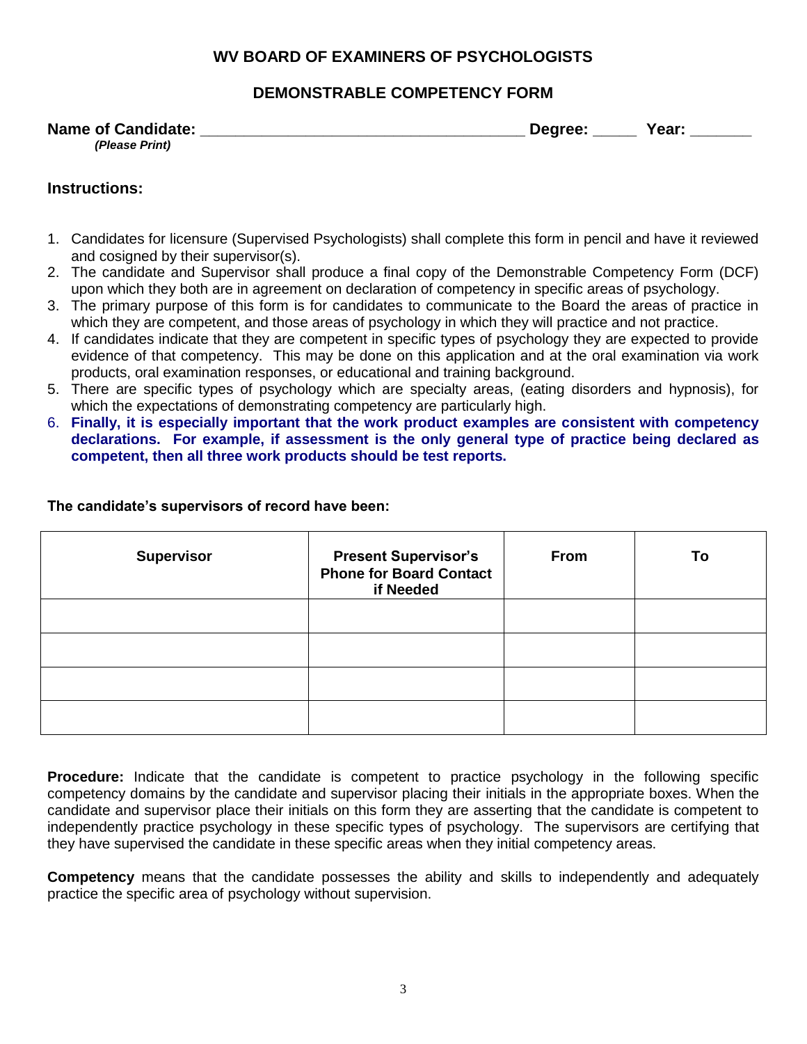## WV BOARD OF EXAMINERS OF PSYCHOLOGISTS

## DEMONSTRABLE COMPETENCY FORM

**Name of Candidate:** ______________________________________ **Degree:** _____ **Year:** _______
*(Please Print)*

### Instructions:

1. Candidates for licensure (Supervised Psychologists) shall complete this form in pencil and have it reviewed and cosigned by their supervisor(s).
2. The candidate and Supervisor shall produce a final copy of the Demonstrable Competency Form (DCF) upon which they both are in agreement on declaration of competency in specific areas of psychology.
3. The primary purpose of this form is for candidates to communicate to the Board the areas of practice in which they are competent, and those areas of psychology in which they will practice and not practice.
4. If candidates indicate that they are competent in specific types of psychology they are expected to provide evidence of that competency. This may be done on this application and at the oral examination via work products, oral examination responses, or educational and training background.
5. There are specific types of psychology which are specialty areas, (eating disorders and hypnosis), for which the expectations of demonstrating competency are particularly high.
6. **Finally, it is especially important that the work product examples are consistent with competency declarations. For example, if assessment is the only general type of practice being declared as competent, then all three work products should be test reports.**

**The candidate's supervisors of record have been:**

| Supervisor | Present Supervisor's Phone for Board Contact if Needed | From | To |
|---|---|---|---|
| | | | |
| | | | |
| | | | |
| | | | |

**Procedure:** Indicate that the candidate is competent to practice psychology in the following specific competency domains by the candidate and supervisor placing their initials in the appropriate boxes. When the candidate and supervisor place their initials on this form they are asserting that the candidate is competent to independently practice psychology in these specific types of psychology. The supervisors are certifying that they have supervised the candidate in these specific areas when they initial competency areas.

**Competency** means that the candidate possesses the ability and skills to independently and adequately practice the specific area of psychology without supervision.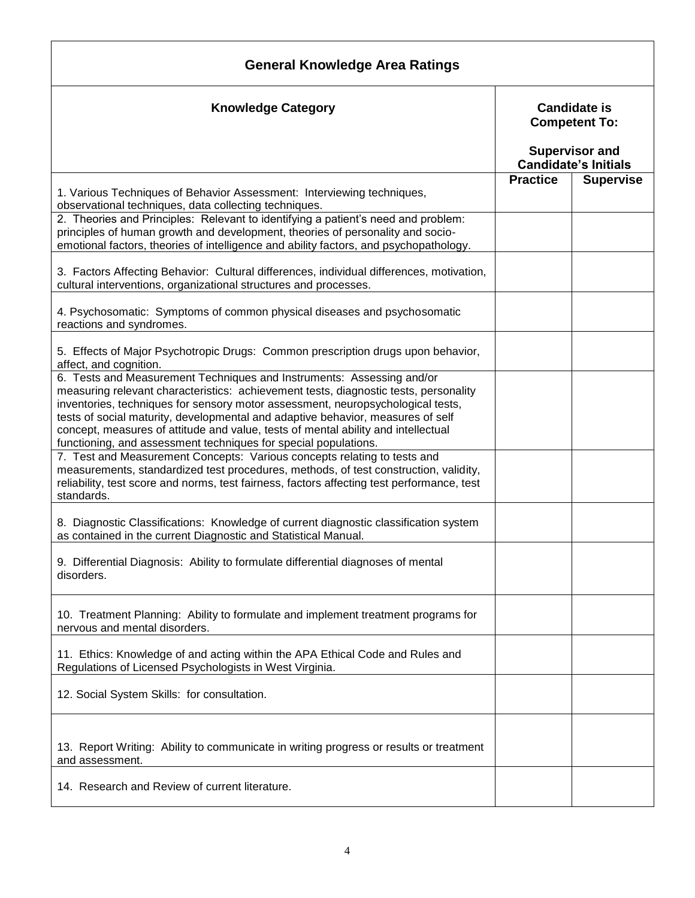| General Knowledge Area Ratings | | |
|---|---|---|
| **Knowledge Category** | **Candidate is Competent To:**<br><br>**Supervisor and Candidate's Initials** | |
| | **Practice** | **Supervise** |
| 1. Various Techniques of Behavior Assessment: Interviewing techniques, observational techniques, data collecting techniques. | | |
| 2. Theories and Principles: Relevant to identifying a patient's need and problem: principles of human growth and development, theories of personality and socio-emotional factors, theories of intelligence and ability factors, and psychopathology. | | |
| 3. Factors Affecting Behavior: Cultural differences, individual differences, motivation, cultural interventions, organizational structures and processes. | | |
| 4. Psychosomatic: Symptoms of common physical diseases and psychosomatic reactions and syndromes. | | |
| 5. Effects of Major Psychotropic Drugs: Common prescription drugs upon behavior, affect, and cognition. | | |
| 6. Tests and Measurement Techniques and Instruments: Assessing and/or measuring relevant characteristics: achievement tests, diagnostic tests, personality inventories, techniques for sensory motor assessment, neuropsychological tests, tests of social maturity, developmental and adaptive behavior, measures of self concept, measures of attitude and value, tests of mental ability and intellectual functioning, and assessment techniques for special populations. | | |
| 7. Test and Measurement Concepts: Various concepts relating to tests and measurements, standardized test procedures, methods, of test construction, validity, reliability, test score and norms, test fairness, factors affecting test performance, test standards. | | |
| 8. Diagnostic Classifications: Knowledge of current diagnostic classification system as contained in the current Diagnostic and Statistical Manual. | | |
| 9. Differential Diagnosis: Ability to formulate differential diagnoses of mental disorders. | | |
| 10. Treatment Planning: Ability to formulate and implement treatment programs for nervous and mental disorders. | | |
| 11. Ethics: Knowledge of and acting within the APA Ethical Code and Rules and Regulations of Licensed Psychologists in West Virginia. | | |
| 12. Social System Skills: for consultation. | | |
| 13. Report Writing: Ability to communicate in writing progress or results or treatment and assessment. | | |
| 14. Research and Review of current literature. | | |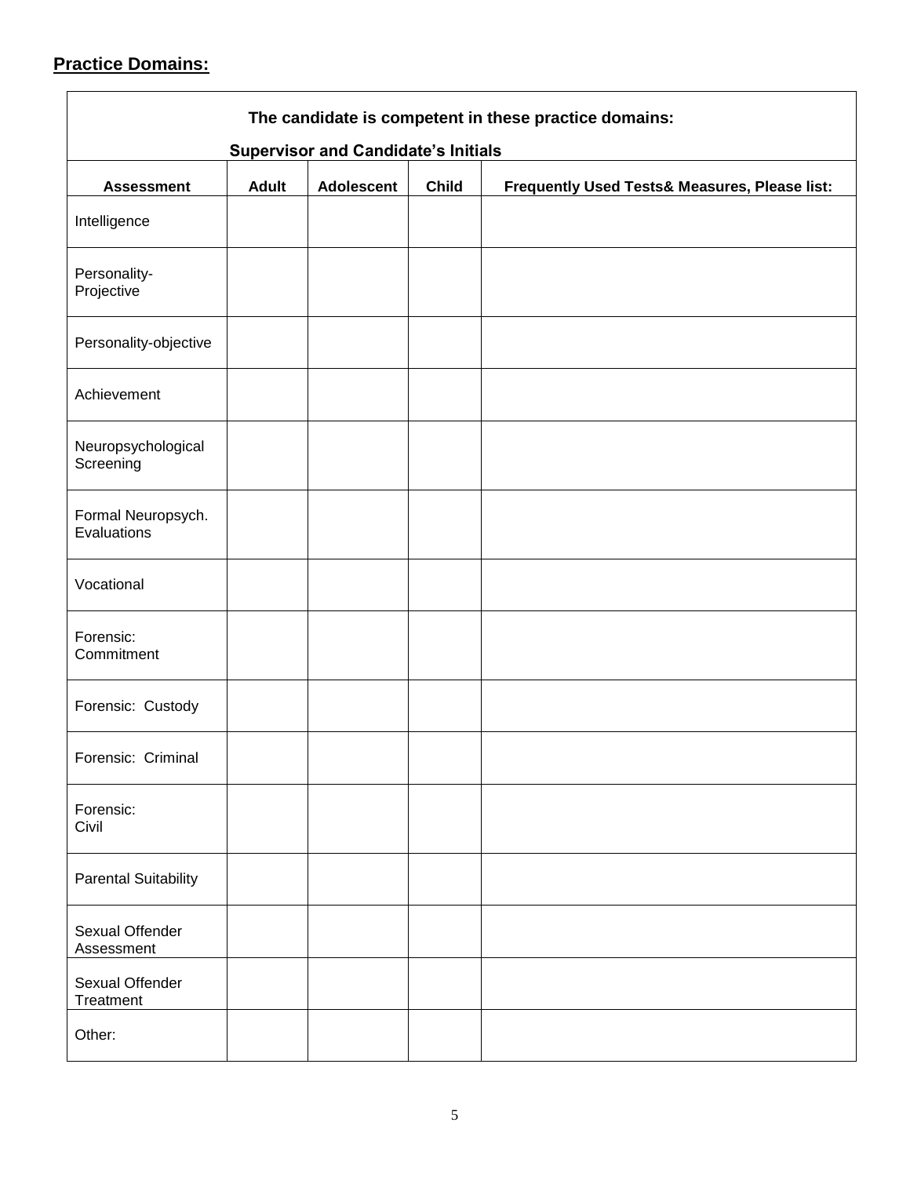**Practice Domains:**

| The candidate is competent in these practice domains:<br>Supervisor and Candidate's Initials | | | | |
|---|---|---|---|---|
| **Assessment** | **Adult** | **Adolescent** | **Child** | **Frequently Used Tests& Measures, Please list:** |
| Intelligence | | | | |
| Personality-Projective | | | | |
| Personality-objective | | | | |
| Achievement | | | | |
| Neuropsychological Screening | | | | |
| Formal Neuropsych. Evaluations | | | | |
| Vocational | | | | |
| Forensic: Commitment | | | | |
| Forensic: Custody | | | | |
| Forensic: Criminal | | | | |
| Forensic: Civil | | | | |
| Parental Suitability | | | | |
| Sexual Offender Assessment | | | | |
| Sexual Offender Treatment | | | | |
| Other: | | | | |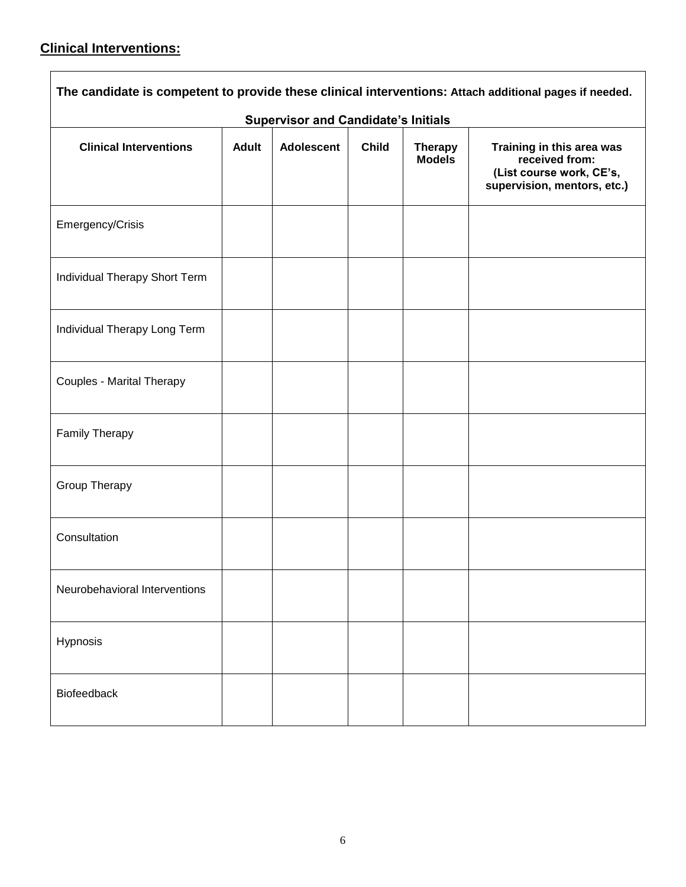## **Clinical Interventions:**

**The candidate is competent to provide these clinical interventions: Attach additional pages if needed.**

**Supervisor and Candidate's Initials**

| Clinical Interventions | Adult | Adolescent | Child | Therapy Models | Training in this area was received from: (List course work, CE's, supervision, mentors, etc.) |
|---|---|---|---|---|---|
| Emergency/Crisis | | | | | |
| Individual Therapy Short Term | | | | | |
| Individual Therapy Long Term | | | | | |
| Couples - Marital Therapy | | | | | |
| Family Therapy | | | | | |
| Group Therapy | | | | | |
| Consultation | | | | | |
| Neurobehavioral Interventions | | | | | |
| Hypnosis | | | | | |
| Biofeedback | | | | | |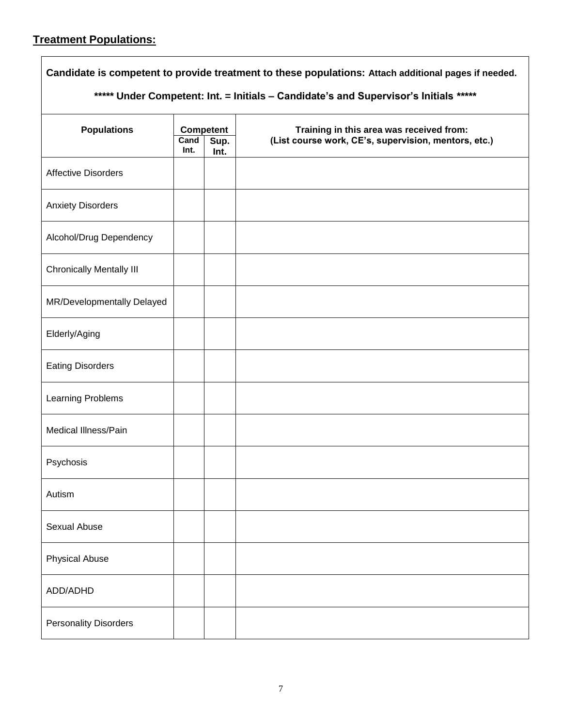## Treatment Populations:

**Candidate is competent to provide treatment to these populations: Attach additional pages if needed.**

**\*\*\*\*\* Under Competent: Int. = Initials – Candidate's and Supervisor's Initials \*\*\*\*\***

| Populations | Competent | | Training in this area was received from: (List course work, CE's, supervision, mentors, etc.) |
|---|---|---|---|
| | Cand Int. | Sup. Int. | |
| Affective Disorders | | | |
| Anxiety Disorders | | | |
| Alcohol/Drug Dependency | | | |
| Chronically Mentally Ill | | | |
| MR/Developmentally Delayed | | | |
| Elderly/Aging | | | |
| Eating Disorders | | | |
| Learning Problems | | | |
| Medical Illness/Pain | | | |
| Psychosis | | | |
| Autism | | | |
| Sexual Abuse | | | |
| Physical Abuse | | | |
| ADD/ADHD | | | |
| Personality Disorders | | | |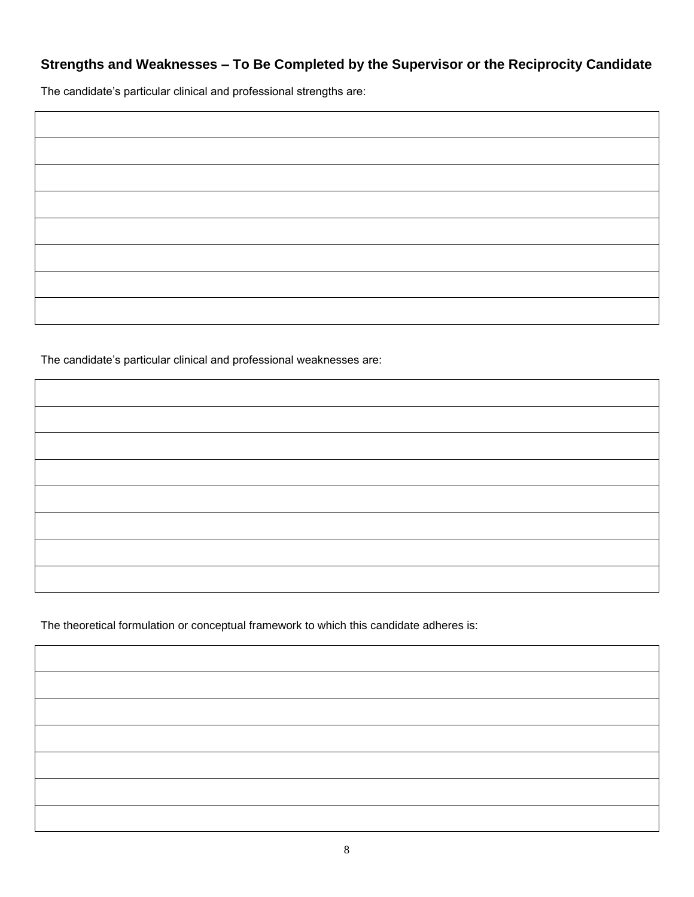## Strengths and Weaknesses – To Be Completed by the Supervisor or the Reciprocity Candidate

The candidate's particular clinical and professional strengths are:

|  |
|---|
|  |
|  |
|  |
|  |
|  |
|  |
|  |

The candidate's particular clinical and professional weaknesses are:

|  |
|---|
|  |
|  |
|  |
|  |
|  |
|  |
|  |

The theoretical formulation or conceptual framework to which this candidate adheres is:

|  |
|---|
|  |
|  |
|  |
|  |
|  |
|  |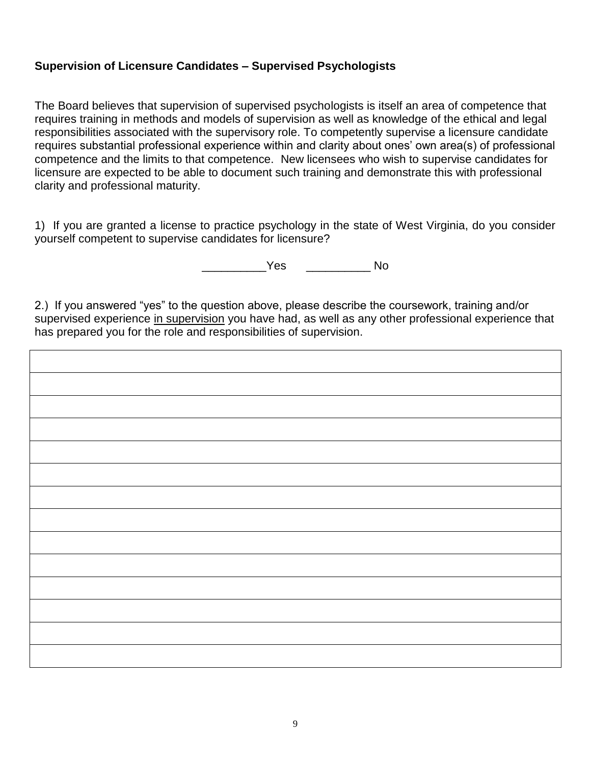**Supervision of Licensure Candidates – Supervised Psychologists**

The Board believes that supervision of supervised psychologists is itself an area of competence that requires training in methods and models of supervision as well as knowledge of the ethical and legal responsibilities associated with the supervisory role. To competently supervise a licensure candidate requires substantial professional experience within and clarity about ones' own area(s) of professional competence and the limits to that competence. New licensees who wish to supervise candidates for licensure are expected to be able to document such training and demonstrate this with professional clarity and professional maturity.

1) If you are granted a license to practice psychology in the state of West Virginia, do you consider yourself competent to supervise candidates for licensure?

__________Yes __________ No

2.) If you answered "yes" to the question above, please describe the coursework, training and/or supervised experience <u>in supervision</u> you have had, as well as any other professional experience that has prepared you for the role and responsibilities of supervision.

| |
|---|
| |
| |
| |
| |
| |
| |
| |
| |
| |
| |
| |
| |
| |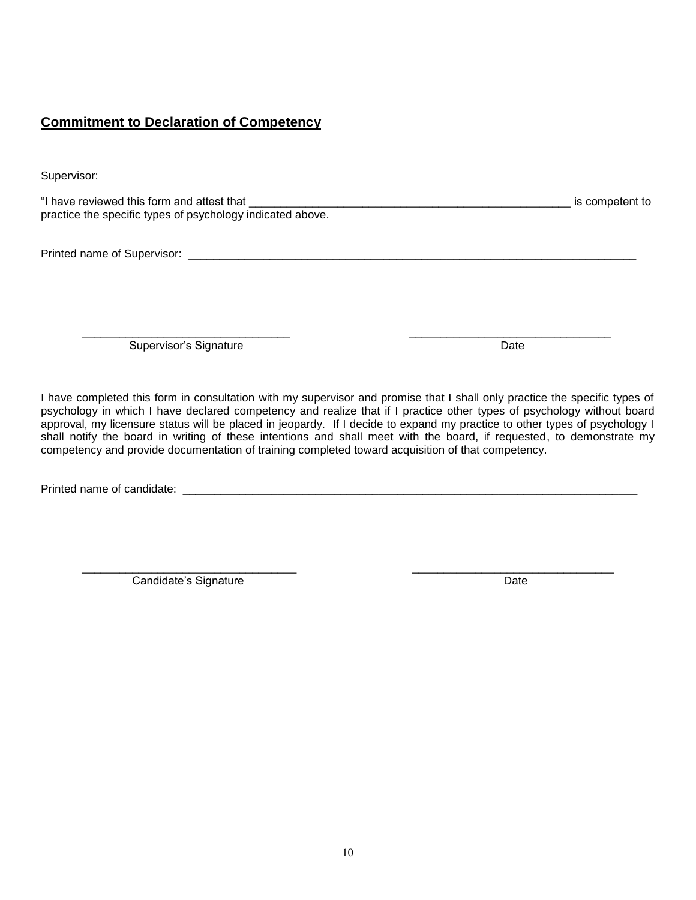## **Commitment to Declaration of Competency**

Supervisor:

"I have reviewed this form and attest that ____________________________________________________ is competent to practice the specific types of psychology indicated above.

Printed name of Supervisor: ___________________________________________________________________________

_________________________________ Supervisor's Signature

________________________________ Date

I have completed this form in consultation with my supervisor and promise that I shall only practice the specific types of psychology in which I have declared competency and realize that if I practice other types of psychology without board approval, my licensure status will be placed in jeopardy. If I decide to expand my practice to other types of psychology I shall notify the board in writing of these intentions and shall meet with the board, if requested, to demonstrate my competency and provide documentation of training completed toward acquisition of that competency.

Printed name of candidate: ____________________________________________________________________________

__________________________________ Candidate's Signature

________________________________ Date